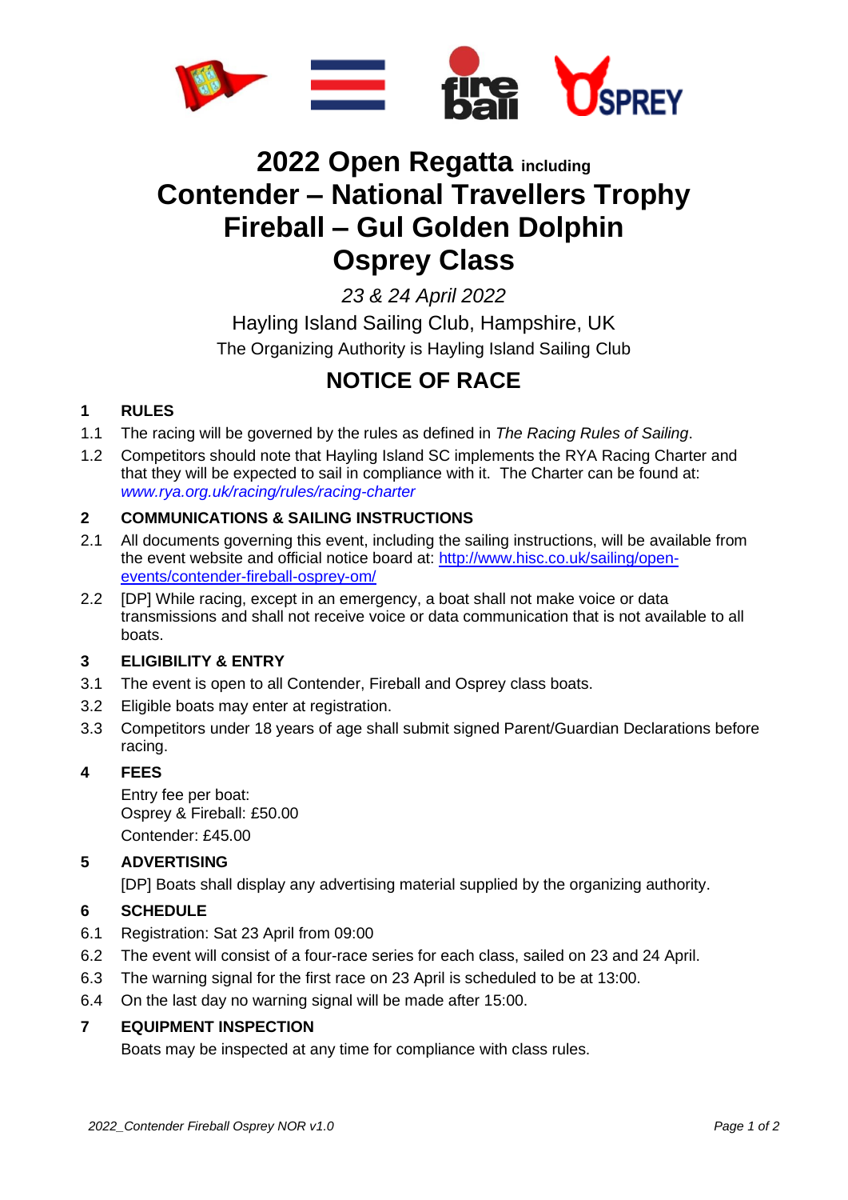# 2022 Open Regatta including Contender – National Travellers Trophy Fireball – Gul Golden Dolphin Osprey Class

*23 & 24 April 2022*

Hayling Island Sailing Club, Hampshire, UK

The Organizing Authority is Hayling Island Sailing Club

# NOTICE OF RACE

## 1 RULES

1.1 The racing will be governed by the rules as defined in *The Racing Rules of Sailing*.

1.2 Competitors should note that Hayling Island SC implements the RYA Racing Charter and that they will be expected to sail in compliance with it. The Charter can be found at: *www.rya.org.uk/racing/rules/racing-charter*

## 2 COMMUNICATIONS & SAILING INSTRUCTIONS

2.1 All documents governing this event, including the sailing instructions, will be available from the event website and official notice board at: http://www.hisc.co.uk/sailing/open-events/contender-fireball-osprey-om/

2.2 [DP] While racing, except in an emergency, a boat shall not make voice or data transmissions and shall not receive voice or data communication that is not available to all boats.

## 3 ELIGIBILITY & ENTRY

3.1 The event is open to all Contender, Fireball and Osprey class boats.

3.2 Eligible boats may enter at registration.

3.3 Competitors under 18 years of age shall submit signed Parent/Guardian Declarations before racing.

## 4 FEES

Entry fee per boat:
Osprey & Fireball: £50.00
Contender: £45.00

## 5 ADVERTISING

[DP] Boats shall display any advertising material supplied by the organizing authority.

## 6 SCHEDULE

6.1 Registration: Sat 23 April from 09:00

6.2 The event will consist of a four-race series for each class, sailed on 23 and 24 April.

6.3 The warning signal for the first race on 23 April is scheduled to be at 13:00.

6.4 On the last day no warning signal will be made after 15:00.

## 7 EQUIPMENT INSPECTION

Boats may be inspected at any time for compliance with class rules.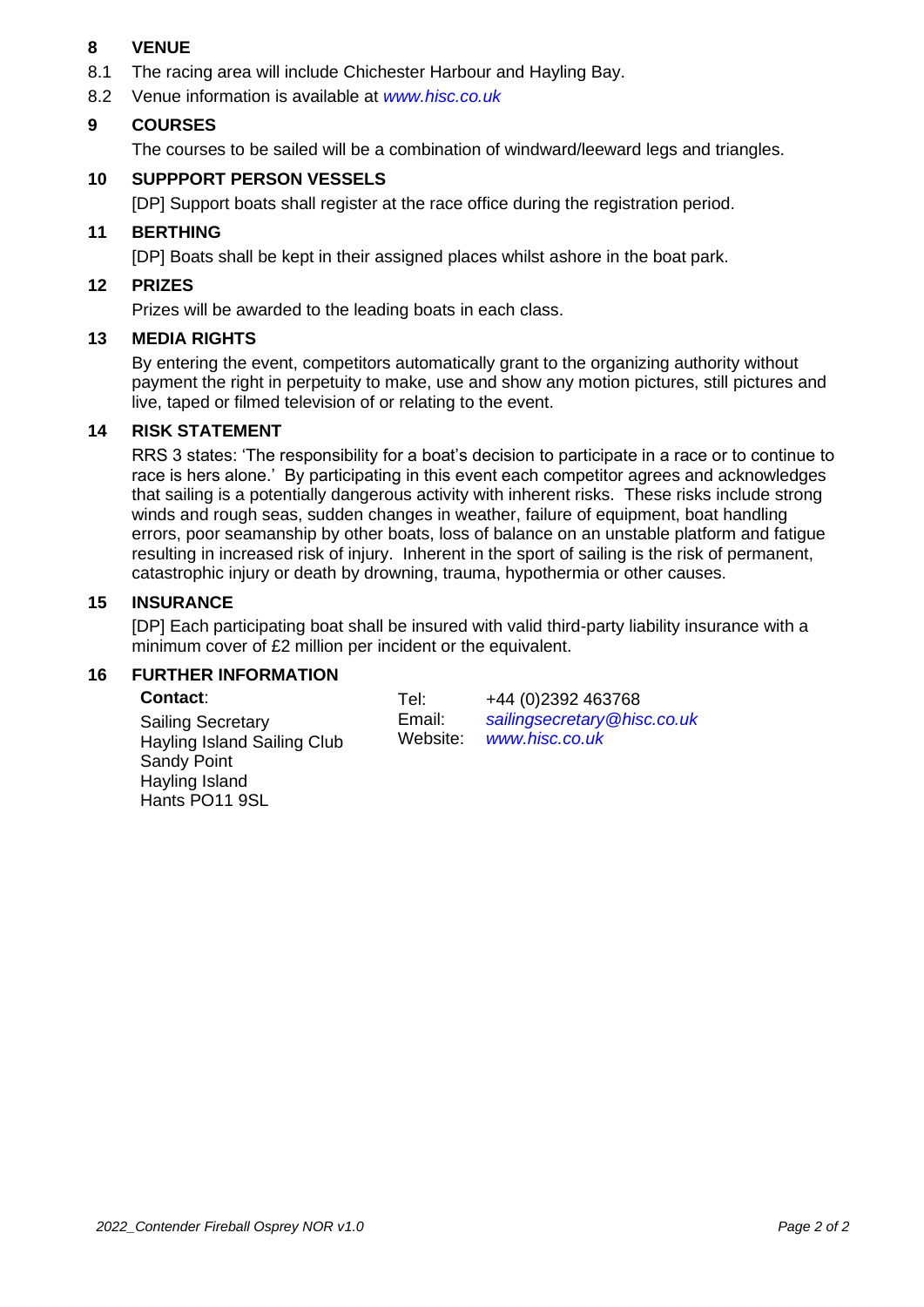## 8 VENUE

8.1 The racing area will include Chichester Harbour and Hayling Bay.

8.2 Venue information is available at *www.hisc.co.uk*

## 9 COURSES

The courses to be sailed will be a combination of windward/leeward legs and triangles.

## 10 SUPPPORT PERSON VESSELS

[DP] Support boats shall register at the race office during the registration period.

## 11 BERTHING

[DP] Boats shall be kept in their assigned places whilst ashore in the boat park.

## 12 PRIZES

Prizes will be awarded to the leading boats in each class.

## 13 MEDIA RIGHTS

By entering the event, competitors automatically grant to the organizing authority without payment the right in perpetuity to make, use and show any motion pictures, still pictures and live, taped or filmed television of or relating to the event.

## 14 RISK STATEMENT

RRS 3 states: 'The responsibility for a boat's decision to participate in a race or to continue to race is hers alone.' By participating in this event each competitor agrees and acknowledges that sailing is a potentially dangerous activity with inherent risks. These risks include strong winds and rough seas, sudden changes in weather, failure of equipment, boat handling errors, poor seamanship by other boats, loss of balance on an unstable platform and fatigue resulting in increased risk of injury. Inherent in the sport of sailing is the risk of permanent, catastrophic injury or death by drowning, trauma, hypothermia or other causes.

## 15 INSURANCE

[DP] Each participating boat shall be insured with valid third-party liability insurance with a minimum cover of £2 million per incident or the equivalent.

## 16 FURTHER INFORMATION

**Contact**:

Sailing Secretary
Hayling Island Sailing Club
Sandy Point
Hayling Island
Hants PO11 9SL

Tel: +44 (0)2392 463768
Email: *sailingsecretary@hisc.co.uk*
Website: *www.hisc.co.uk*